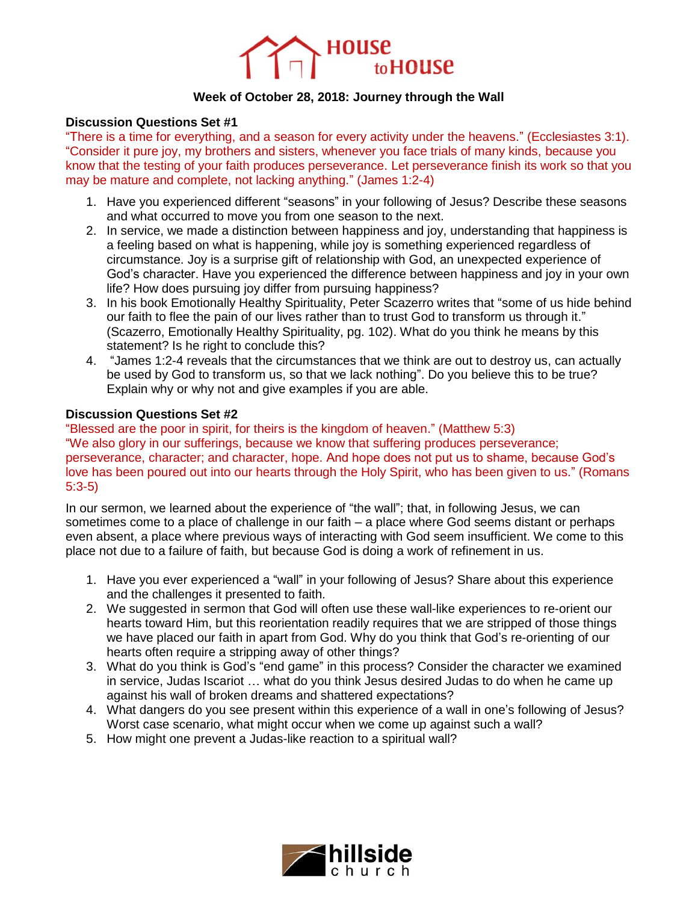# House to House

**Week of October 28, 2018: Journey through the Wall**

## Discussion Questions Set #1

"There is a time for everything, and a season for every activity under the heavens." (Ecclesiastes 3:1). "Consider it pure joy, my brothers and sisters, whenever you face trials of many kinds, because you know that the testing of your faith produces perseverance. Let perseverance finish its work so that you may be mature and complete, not lacking anything." (James 1:2-4)

1. Have you experienced different "seasons" in your following of Jesus? Describe these seasons and what occurred to move you from one season to the next.
2. In service, we made a distinction between happiness and joy, understanding that happiness is a feeling based on what is happening, while joy is something experienced regardless of circumstance. Joy is a surprise gift of relationship with God, an unexpected experience of God's character. Have you experienced the difference between happiness and joy in your own life? How does pursuing joy differ from pursuing happiness?
3. In his book Emotionally Healthy Spirituality, Peter Scazerro writes that "some of us hide behind our faith to flee the pain of our lives rather than to trust God to transform us through it." (Scazerro, Emotionally Healthy Spirituality, pg. 102). What do you think he means by this statement? Is he right to conclude this?
4. "James 1:2-4 reveals that the circumstances that we think are out to destroy us, can actually be used by God to transform us, so that we lack nothing". Do you believe this to be true? Explain why or why not and give examples if you are able.

## Discussion Questions Set #2

"Blessed are the poor in spirit, for theirs is the kingdom of heaven." (Matthew 5:3)
"We also glory in our sufferings, because we know that suffering produces perseverance; perseverance, character; and character, hope. And hope does not put us to shame, because God's love has been poured out into our hearts through the Holy Spirit, who has been given to us." (Romans 5:3-5)

In our sermon, we learned about the experience of "the wall"; that, in following Jesus, we can sometimes come to a place of challenge in our faith – a place where God seems distant or perhaps even absent, a place where previous ways of interacting with God seem insufficient. We come to this place not due to a failure of faith, but because God is doing a work of refinement in us.

1. Have you ever experienced a "wall" in your following of Jesus? Share about this experience and the challenges it presented to faith.
2. We suggested in sermon that God will often use these wall-like experiences to re-orient our hearts toward Him, but this reorientation readily requires that we are stripped of those things we have placed our faith in apart from God. Why do you think that God's re-orienting of our hearts often require a stripping away of other things?
3. What do you think is God's "end game" in this process? Consider the character we examined in service, Judas Iscariot … what do you think Jesus desired Judas to do when he came up against his wall of broken dreams and shattered expectations?
4. What dangers do you see present within this experience of a wall in one's following of Jesus? Worst case scenario, what might occur when we come up against such a wall?
5. How might one prevent a Judas-like reaction to a spiritual wall?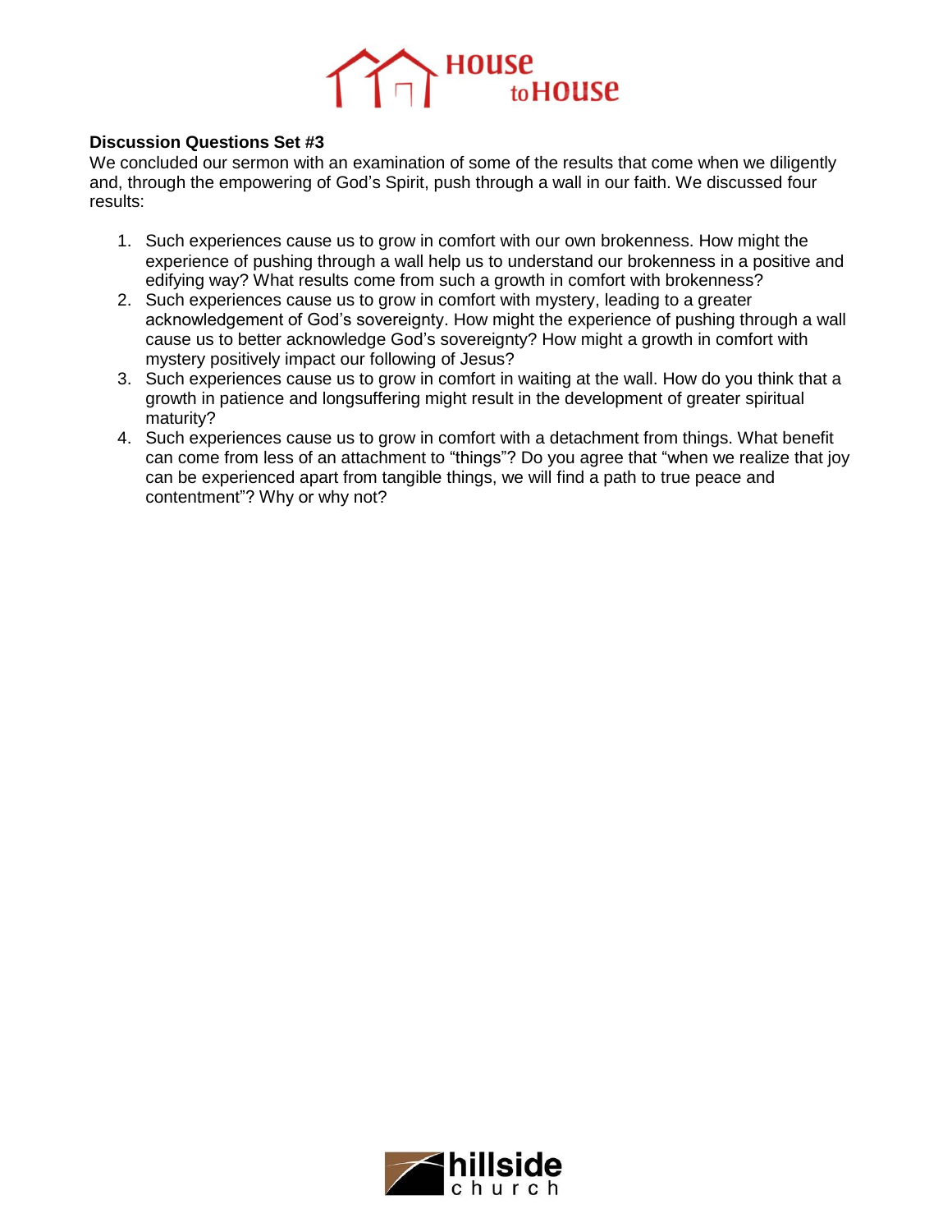**Discussion Questions Set #3**

We concluded our sermon with an examination of some of the results that come when we diligently and, through the empowering of God's Spirit, push through a wall in our faith. We discussed four results:

1. Such experiences cause us to grow in comfort with our own brokenness. How might the experience of pushing through a wall help us to understand our brokenness in a positive and edifying way? What results come from such a growth in comfort with brokenness?
2. Such experiences cause us to grow in comfort with mystery, leading to a greater acknowledgement of God's sovereignty. How might the experience of pushing through a wall cause us to better acknowledge God's sovereignty? How might a growth in comfort with mystery positively impact our following of Jesus?
3. Such experiences cause us to grow in comfort in waiting at the wall. How do you think that a growth in patience and longsuffering might result in the development of greater spiritual maturity?
4. Such experiences cause us to grow in comfort with a detachment from things. What benefit can come from less of an attachment to "things"? Do you agree that "when we realize that joy can be experienced apart from tangible things, we will find a path to true peace and contentment"? Why or why not?